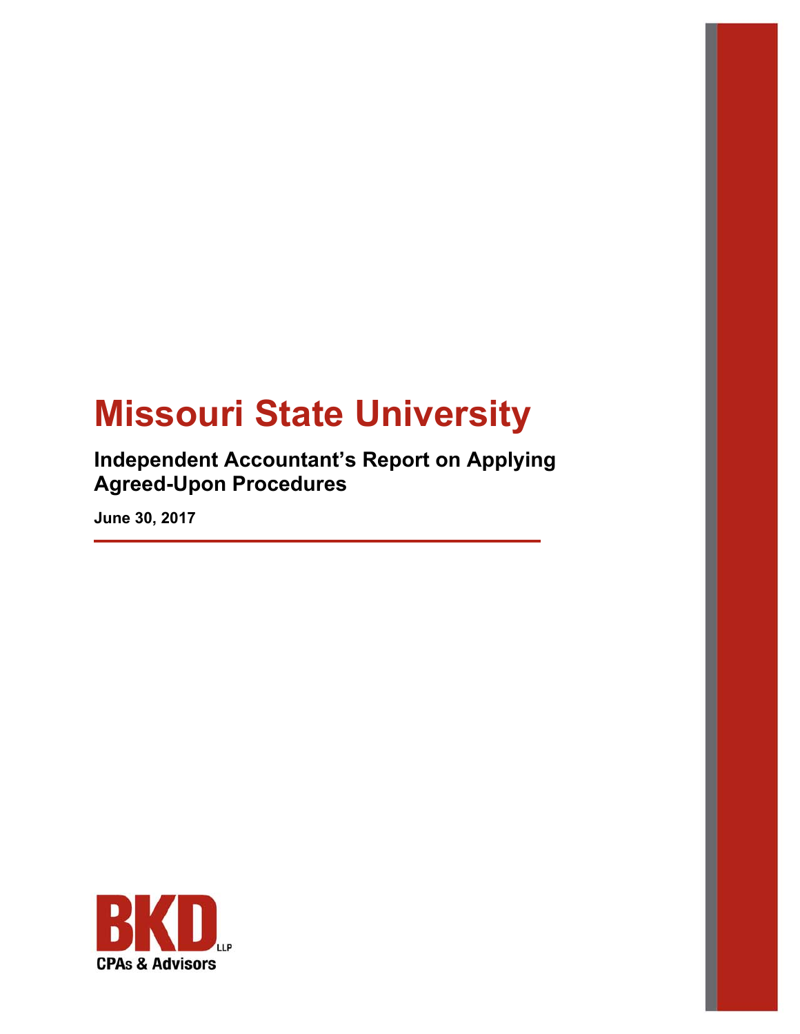# Missouri State University

## Independent Accountant's Report on Applying Agreed-Upon Procedures

**June 30, 2017**

BKD LLP
CPAs & Advisors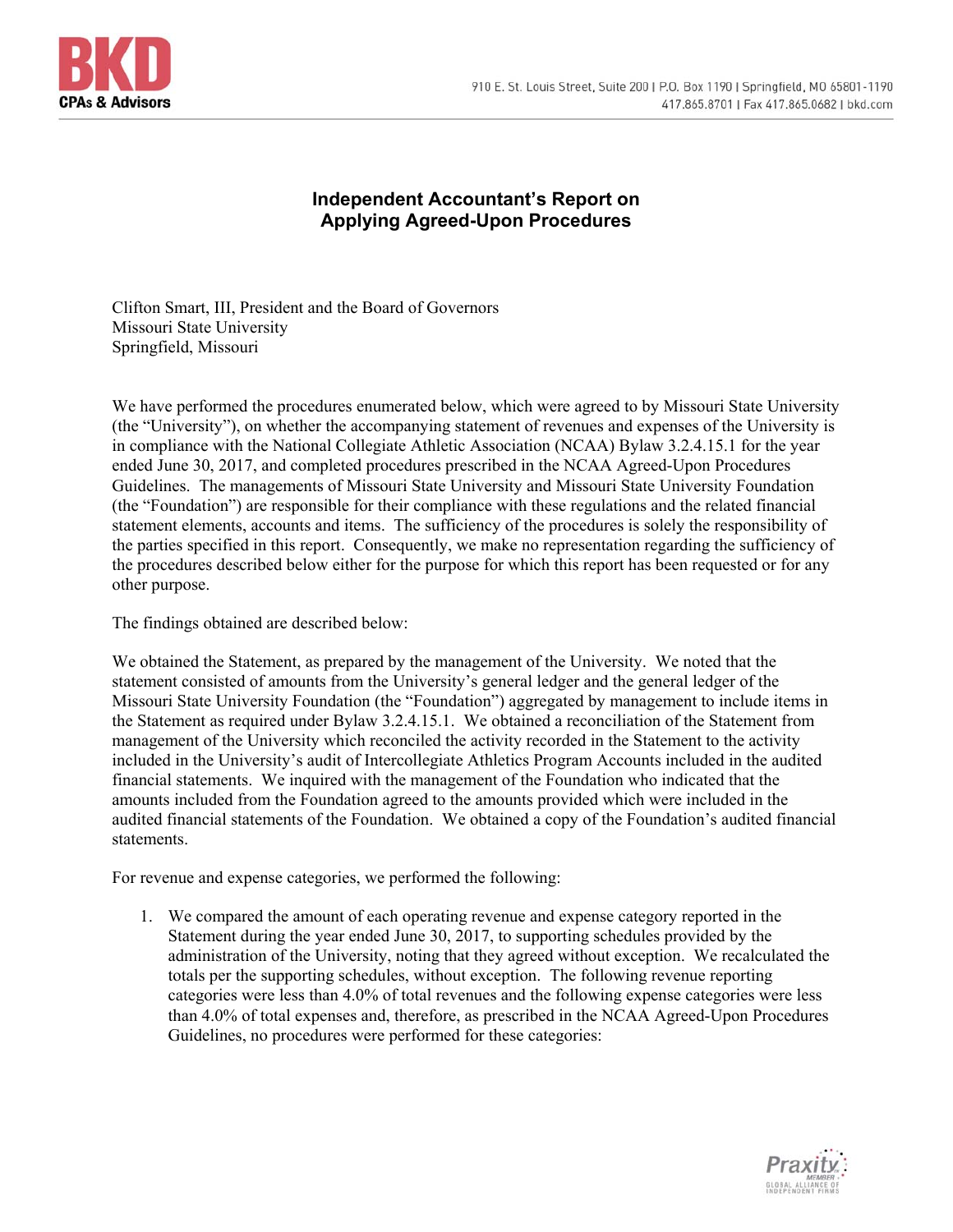# Independent Accountant's Report on Applying Agreed-Upon Procedures

Clifton Smart, III, President and the Board of Governors
Missouri State University
Springfield, Missouri

We have performed the procedures enumerated below, which were agreed to by Missouri State University (the "University"), on whether the accompanying statement of revenues and expenses of the University is in compliance with the National Collegiate Athletic Association (NCAA) Bylaw 3.2.4.15.1 for the year ended June 30, 2017, and completed procedures prescribed in the NCAA Agreed-Upon Procedures Guidelines. The managements of Missouri State University and Missouri State University Foundation (the "Foundation") are responsible for their compliance with these regulations and the related financial statement elements, accounts and items. The sufficiency of the procedures is solely the responsibility of the parties specified in this report. Consequently, we make no representation regarding the sufficiency of the procedures described below either for the purpose for which this report has been requested or for any other purpose.

The findings obtained are described below:

We obtained the Statement, as prepared by the management of the University. We noted that the statement consisted of amounts from the University's general ledger and the general ledger of the Missouri State University Foundation (the "Foundation") aggregated by management to include items in the Statement as required under Bylaw 3.2.4.15.1. We obtained a reconciliation of the Statement from management of the University which reconciled the activity recorded in the Statement to the activity included in the University's audit of Intercollegiate Athletics Program Accounts included in the audited financial statements. We inquired with the management of the Foundation who indicated that the amounts included from the Foundation agreed to the amounts provided which were included in the audited financial statements of the Foundation. We obtained a copy of the Foundation's audited financial statements.

For revenue and expense categories, we performed the following:

1. We compared the amount of each operating revenue and expense category reported in the Statement during the year ended June 30, 2017, to supporting schedules provided by the administration of the University, noting that they agreed without exception. We recalculated the totals per the supporting schedules, without exception. The following revenue reporting categories were less than 4.0% of total revenues and the following expense categories were less than 4.0% of total expenses and, therefore, as prescribed in the NCAA Agreed-Upon Procedures Guidelines, no procedures were performed for these categories: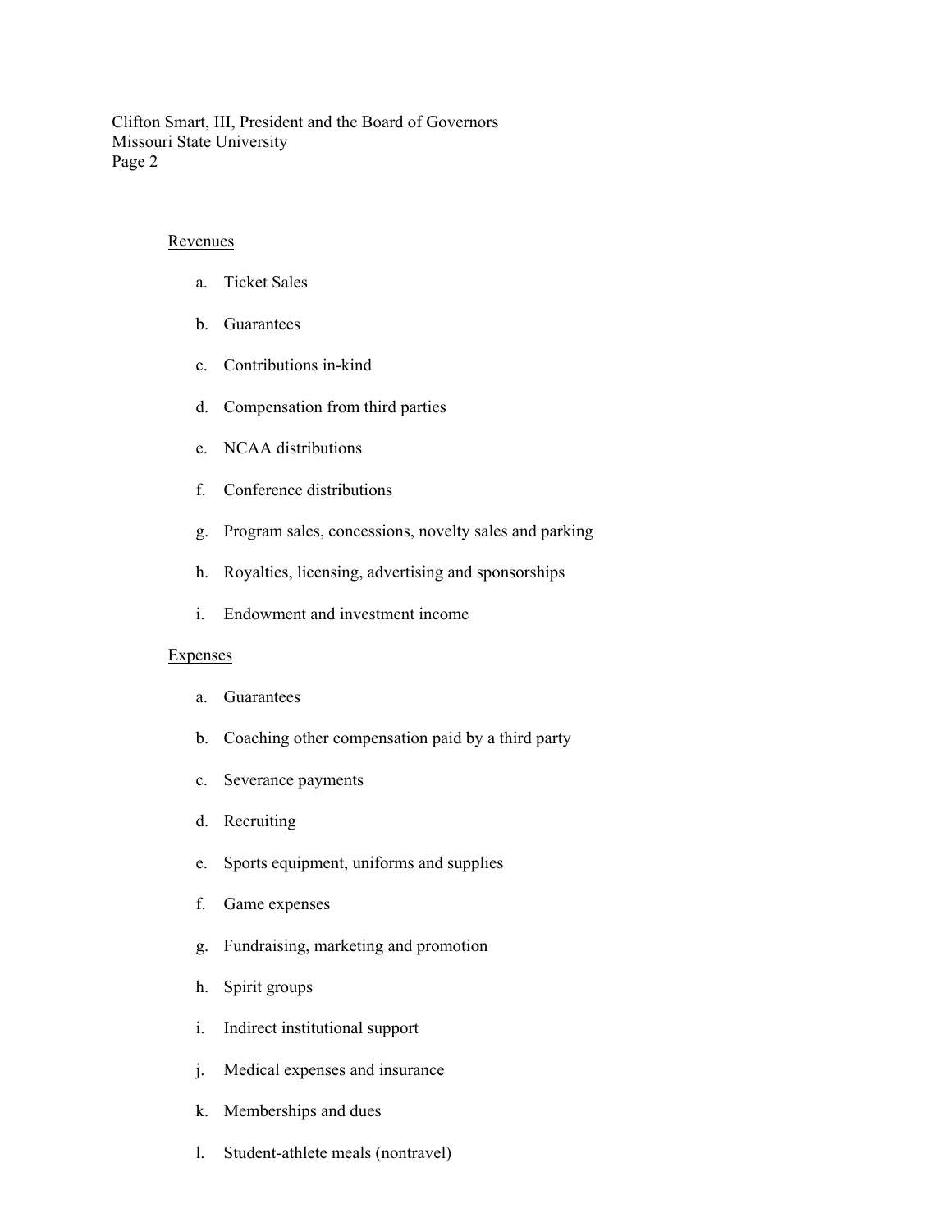Clifton Smart, III, President and the Board of Governors
Missouri State University
Page 2

Revenues

a. Ticket Sales

b. Guarantees

c. Contributions in-kind

d. Compensation from third parties

e. NCAA distributions

f. Conference distributions

g. Program sales, concessions, novelty sales and parking

h. Royalties, licensing, advertising and sponsorships

i. Endowment and investment income

Expenses

a. Guarantees

b. Coaching other compensation paid by a third party

c. Severance payments

d. Recruiting

e. Sports equipment, uniforms and supplies

f. Game expenses

g. Fundraising, marketing and promotion

h. Spirit groups

i. Indirect institutional support

j. Medical expenses and insurance

k. Memberships and dues

l. Student-athlete meals (nontravel)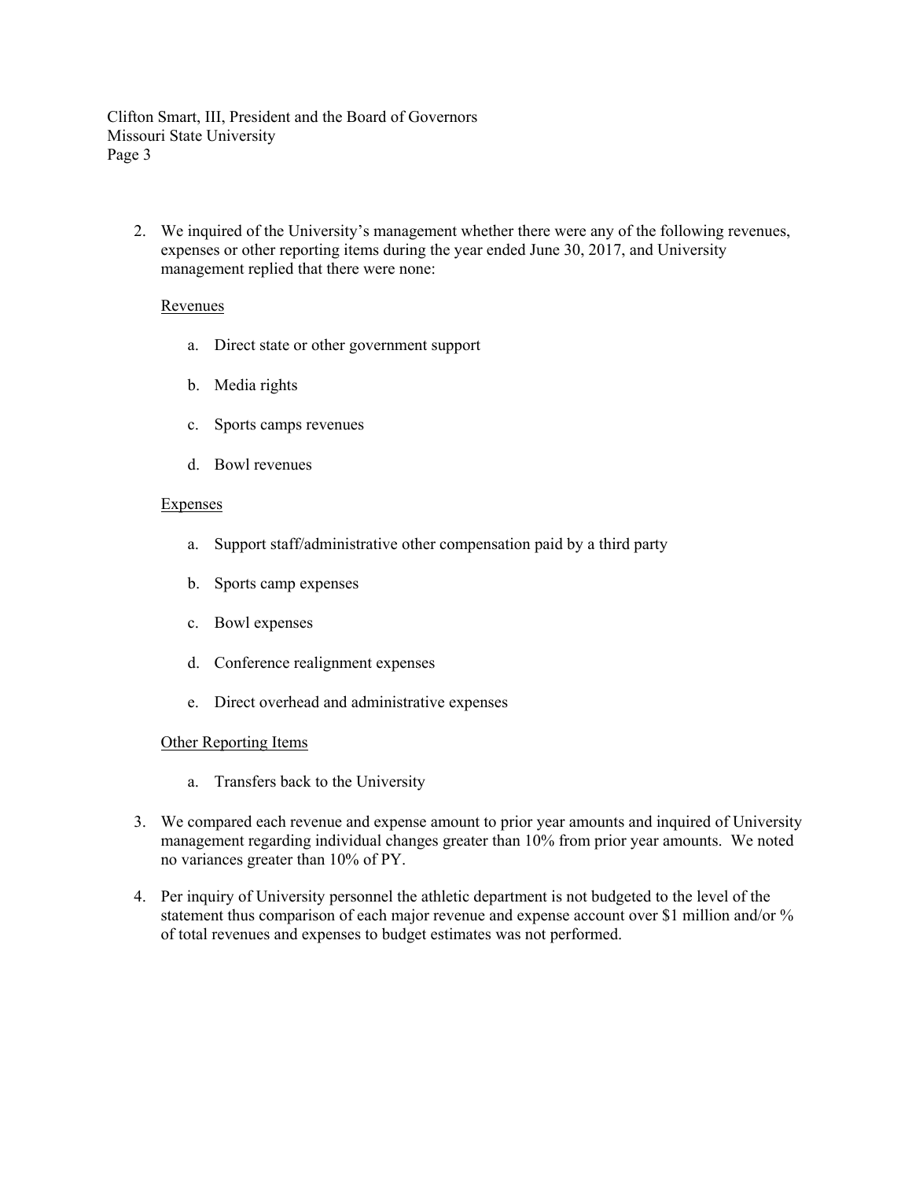2. We inquired of the University's management whether there were any of the following revenues, expenses or other reporting items during the year ended June 30, 2017, and University management replied that there were none:

   Revenues

   a. Direct state or other government support

   b. Media rights

   c. Sports camps revenues

   d. Bowl revenues

   Expenses

   a. Support staff/administrative other compensation paid by a third party

   b. Sports camp expenses

   c. Bowl expenses

   d. Conference realignment expenses

   e. Direct overhead and administrative expenses

   Other Reporting Items

   a. Transfers back to the University

3. We compared each revenue and expense amount to prior year amounts and inquired of University management regarding individual changes greater than 10% from prior year amounts. We noted no variances greater than 10% of PY.

4. Per inquiry of University personnel the athletic department is not budgeted to the level of the statement thus comparison of each major revenue and expense account over $1 million and/or % of total revenues and expenses to budget estimates was not performed.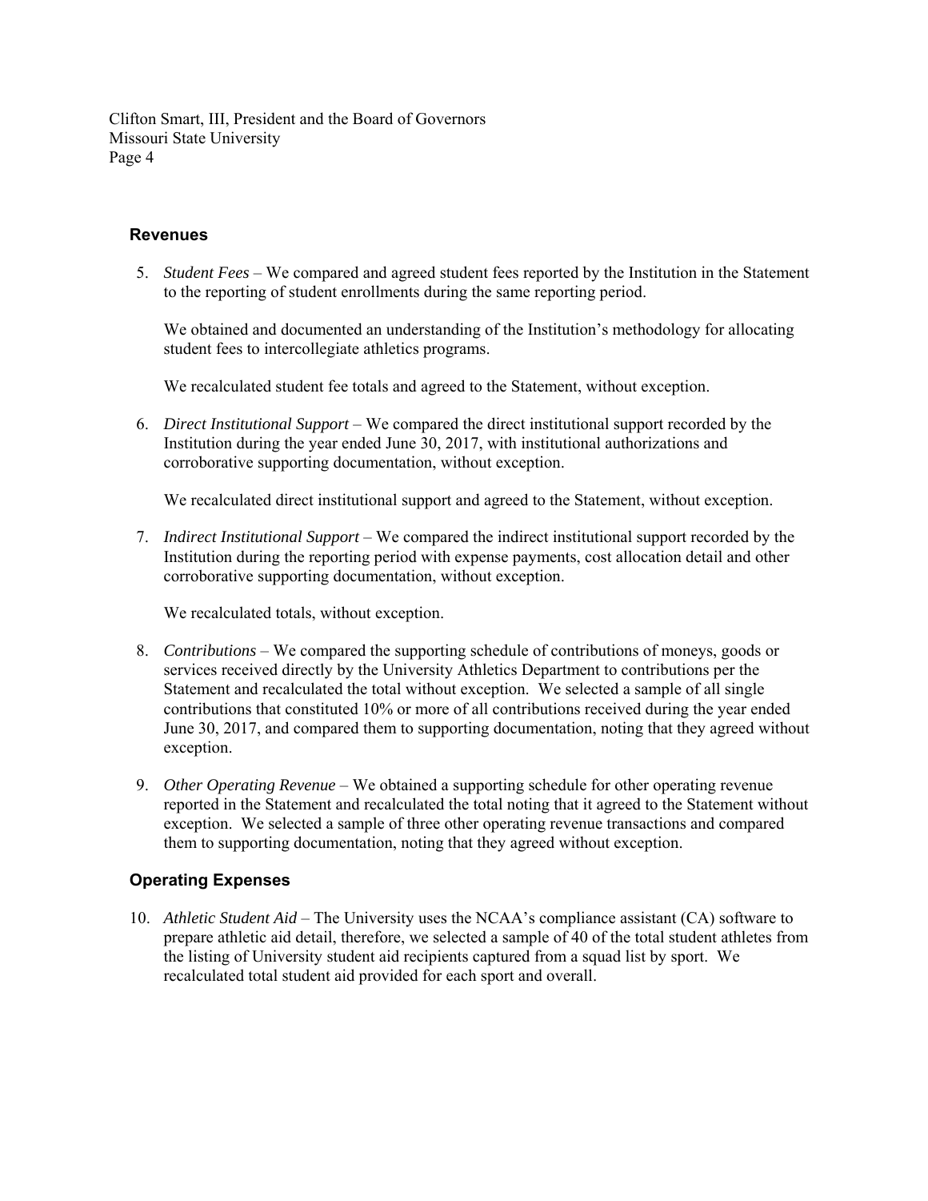Clifton Smart, III, President and the Board of Governors
Missouri State University

## Revenues

5. *Student Fees* – We compared and agreed student fees reported by the Institution in the Statement to the reporting of student enrollments during the same reporting period.

   We obtained and documented an understanding of the Institution's methodology for allocating student fees to intercollegiate athletics programs.

   We recalculated student fee totals and agreed to the Statement, without exception.

6. *Direct Institutional Support* – We compared the direct institutional support recorded by the Institution during the year ended June 30, 2017, with institutional authorizations and corroborative supporting documentation, without exception.

   We recalculated direct institutional support and agreed to the Statement, without exception.

7. *Indirect Institutional Support* – We compared the indirect institutional support recorded by the Institution during the reporting period with expense payments, cost allocation detail and other corroborative supporting documentation, without exception.

   We recalculated totals, without exception.

8. *Contributions* – We compared the supporting schedule of contributions of moneys, goods or services received directly by the University Athletics Department to contributions per the Statement and recalculated the total without exception. We selected a sample of all single contributions that constituted 10% or more of all contributions received during the year ended June 30, 2017, and compared them to supporting documentation, noting that they agreed without exception.

9. *Other Operating Revenue* – We obtained a supporting schedule for other operating revenue reported in the Statement and recalculated the total noting that it agreed to the Statement without exception. We selected a sample of three other operating revenue transactions and compared them to supporting documentation, noting that they agreed without exception.

## Operating Expenses

10. *Athletic Student Aid* – The University uses the NCAA's compliance assistant (CA) software to prepare athletic aid detail, therefore, we selected a sample of 40 of the total student athletes from the listing of University student aid recipients captured from a squad list by sport. We recalculated total student aid provided for each sport and overall.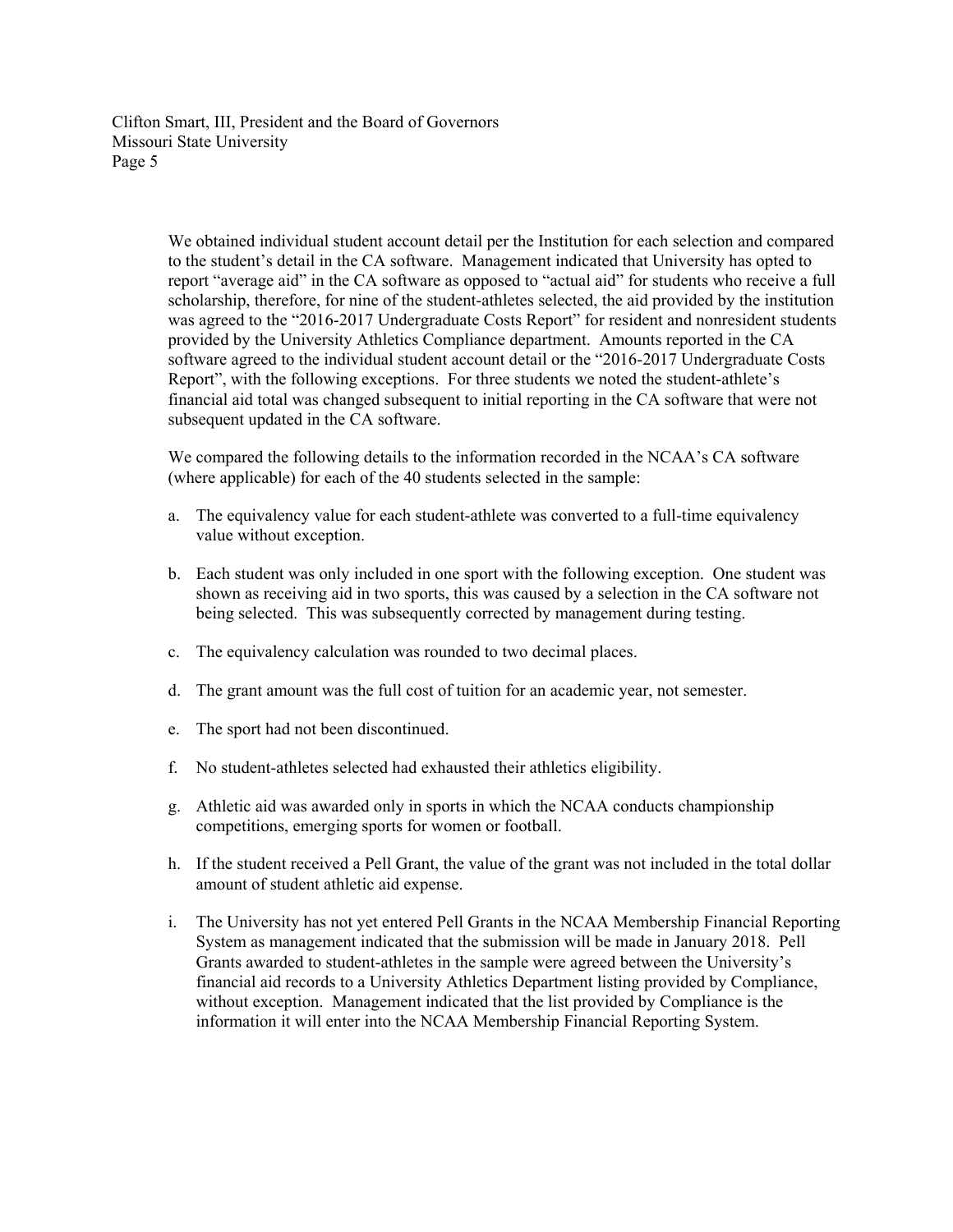We obtained individual student account detail per the Institution for each selection and compared to the student's detail in the CA software. Management indicated that University has opted to report "average aid" in the CA software as opposed to "actual aid" for students who receive a full scholarship, therefore, for nine of the student-athletes selected, the aid provided by the institution was agreed to the "2016-2017 Undergraduate Costs Report" for resident and nonresident students provided by the University Athletics Compliance department. Amounts reported in the CA software agreed to the individual student account detail or the "2016-2017 Undergraduate Costs Report", with the following exceptions. For three students we noted the student-athlete's financial aid total was changed subsequent to initial reporting in the CA software that were not subsequent updated in the CA software.

We compared the following details to the information recorded in the NCAA's CA software (where applicable) for each of the 40 students selected in the sample:

a. The equivalency value for each student-athlete was converted to a full-time equivalency value without exception.

b. Each student was only included in one sport with the following exception. One student was shown as receiving aid in two sports, this was caused by a selection in the CA software not being selected. This was subsequently corrected by management during testing.

c. The equivalency calculation was rounded to two decimal places.

d. The grant amount was the full cost of tuition for an academic year, not semester.

e. The sport had not been discontinued.

f. No student-athletes selected had exhausted their athletics eligibility.

g. Athletic aid was awarded only in sports in which the NCAA conducts championship competitions, emerging sports for women or football.

h. If the student received a Pell Grant, the value of the grant was not included in the total dollar amount of student athletic aid expense.

i. The University has not yet entered Pell Grants in the NCAA Membership Financial Reporting System as management indicated that the submission will be made in January 2018. Pell Grants awarded to student-athletes in the sample were agreed between the University's financial aid records to a University Athletics Department listing provided by Compliance, without exception. Management indicated that the list provided by Compliance is the information it will enter into the NCAA Membership Financial Reporting System.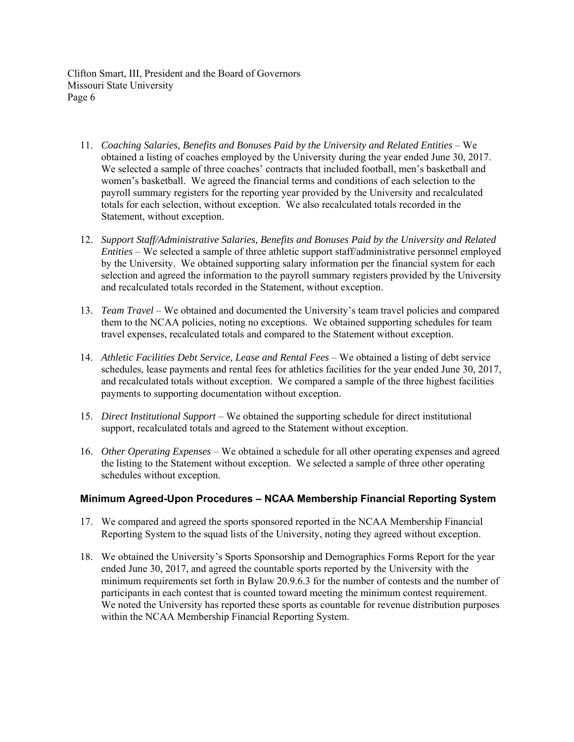11. *Coaching Salaries, Benefits and Bonuses Paid by the University and Related Entities* – We obtained a listing of coaches employed by the University during the year ended June 30, 2017. We selected a sample of three coaches' contracts that included football, men's basketball and women's basketball. We agreed the financial terms and conditions of each selection to the payroll summary registers for the reporting year provided by the University and recalculated totals for each selection, without exception. We also recalculated totals recorded in the Statement, without exception.

12. *Support Staff/Administrative Salaries, Benefits and Bonuses Paid by the University and Related Entities* – We selected a sample of three athletic support staff/administrative personnel employed by the University. We obtained supporting salary information per the financial system for each selection and agreed the information to the payroll summary registers provided by the University and recalculated totals recorded in the Statement, without exception.

13. *Team Travel* – We obtained and documented the University's team travel policies and compared them to the NCAA policies, noting no exceptions. We obtained supporting schedules for team travel expenses, recalculated totals and compared to the Statement without exception.

14. *Athletic Facilities Debt Service, Lease and Rental Fees* – We obtained a listing of debt service schedules, lease payments and rental fees for athletics facilities for the year ended June 30, 2017, and recalculated totals without exception. We compared a sample of the three highest facilities payments to supporting documentation without exception.

15. *Direct Institutional Support* – We obtained the supporting schedule for direct institutional support, recalculated totals and agreed to the Statement without exception.

16. *Other Operating Expenses* – We obtained a schedule for all other operating expenses and agreed the listing to the Statement without exception. We selected a sample of three other operating schedules without exception.

## Minimum Agreed-Upon Procedures – NCAA Membership Financial Reporting System

17. We compared and agreed the sports sponsored reported in the NCAA Membership Financial Reporting System to the squad lists of the University, noting they agreed without exception.

18. We obtained the University's Sports Sponsorship and Demographics Forms Report for the year ended June 30, 2017, and agreed the countable sports reported by the University with the minimum requirements set forth in Bylaw 20.9.6.3 for the number of contests and the number of participants in each contest that is counted toward meeting the minimum contest requirement. We noted the University has reported these sports as countable for revenue distribution purposes within the NCAA Membership Financial Reporting System.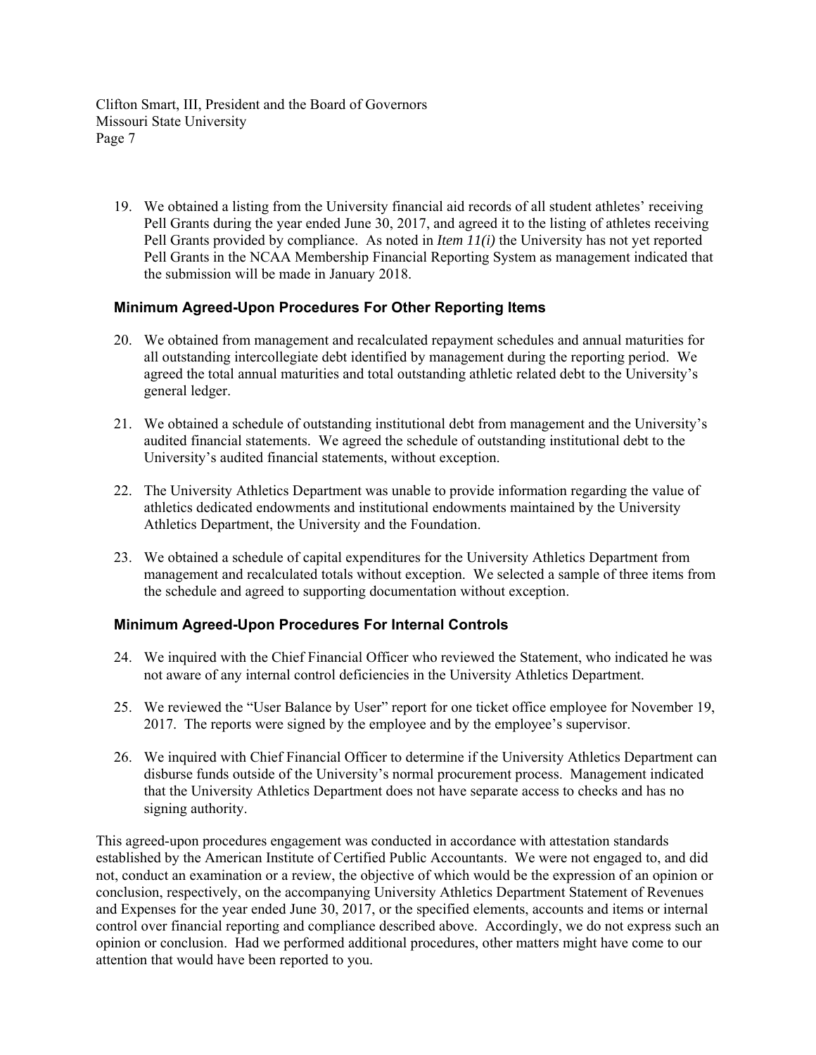19. We obtained a listing from the University financial aid records of all student athletes' receiving Pell Grants during the year ended June 30, 2017, and agreed it to the listing of athletes receiving Pell Grants provided by compliance. As noted in *Item 11(i)* the University has not yet reported Pell Grants in the NCAA Membership Financial Reporting System as management indicated that the submission will be made in January 2018.

### Minimum Agreed-Upon Procedures For Other Reporting Items

20. We obtained from management and recalculated repayment schedules and annual maturities for all outstanding intercollegiate debt identified by management during the reporting period. We agreed the total annual maturities and total outstanding athletic related debt to the University's general ledger.

21. We obtained a schedule of outstanding institutional debt from management and the University's audited financial statements. We agreed the schedule of outstanding institutional debt to the University's audited financial statements, without exception.

22. The University Athletics Department was unable to provide information regarding the value of athletics dedicated endowments and institutional endowments maintained by the University Athletics Department, the University and the Foundation.

23. We obtained a schedule of capital expenditures for the University Athletics Department from management and recalculated totals without exception. We selected a sample of three items from the schedule and agreed to supporting documentation without exception.

### Minimum Agreed-Upon Procedures For Internal Controls

24. We inquired with the Chief Financial Officer who reviewed the Statement, who indicated he was not aware of any internal control deficiencies in the University Athletics Department.

25. We reviewed the "User Balance by User" report for one ticket office employee for November 19, 2017. The reports were signed by the employee and by the employee's supervisor.

26. We inquired with Chief Financial Officer to determine if the University Athletics Department can disburse funds outside of the University's normal procurement process. Management indicated that the University Athletics Department does not have separate access to checks and has no signing authority.

This agreed-upon procedures engagement was conducted in accordance with attestation standards established by the American Institute of Certified Public Accountants. We were not engaged to, and did not, conduct an examination or a review, the objective of which would be the expression of an opinion or conclusion, respectively, on the accompanying University Athletics Department Statement of Revenues and Expenses for the year ended June 30, 2017, or the specified elements, accounts and items or internal control over financial reporting and compliance described above. Accordingly, we do not express such an opinion or conclusion. Had we performed additional procedures, other matters might have come to our attention that would have been reported to you.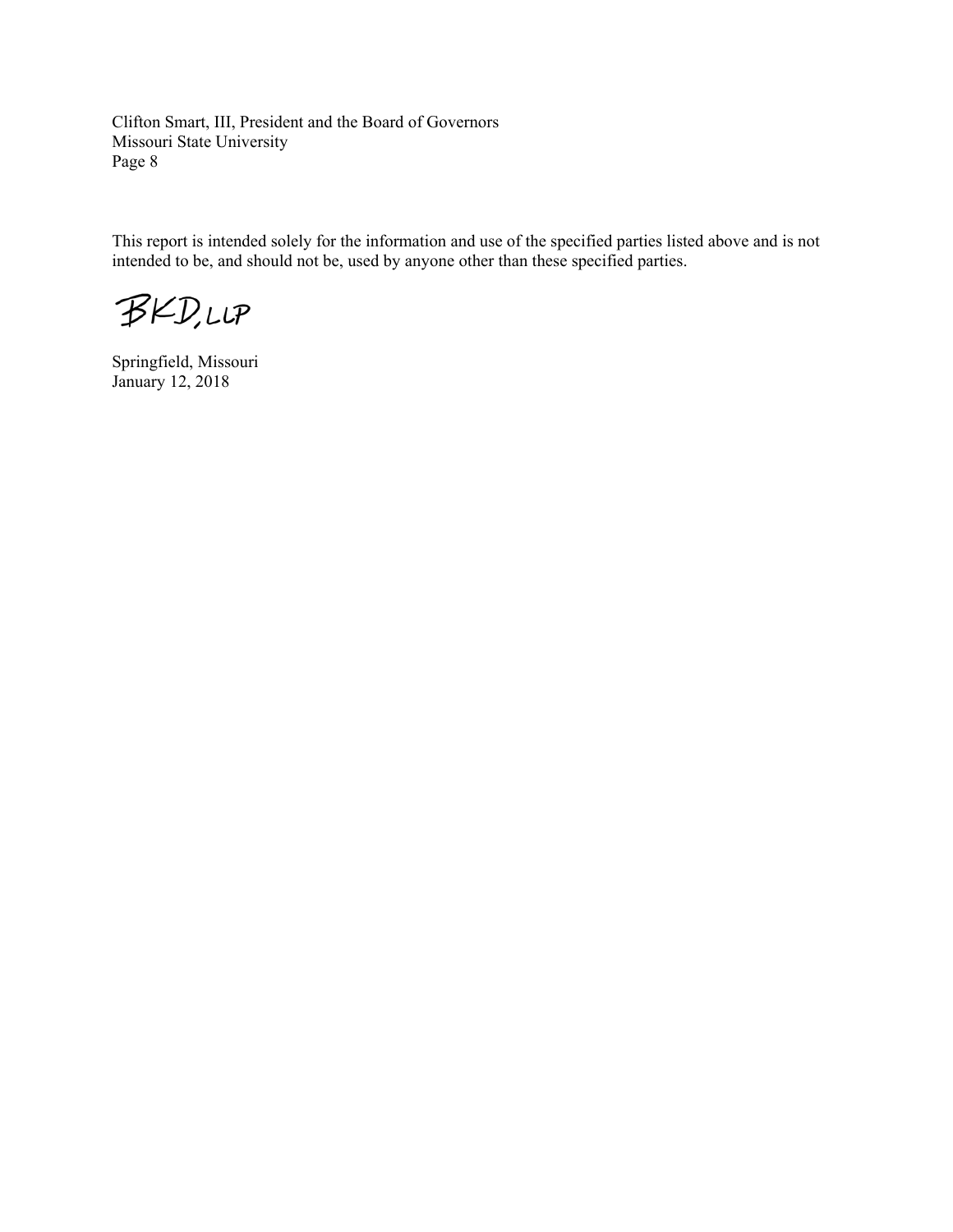This report is intended solely for the information and use of the specified parties listed above and is not intended to be, and should not be, used by anyone other than these specified parties.

BKD, LLP

Springfield, Missouri
January 12, 2018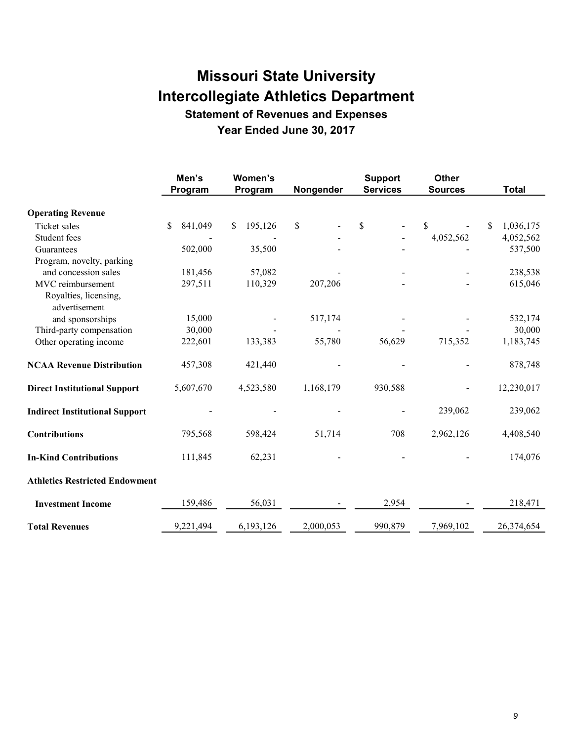# Missouri State University
# Intercollegiate Athletics Department

### Statement of Revenues and Expenses

### Year Ended June 30, 2017

| | Men's Program | Women's Program | Nongender | Support Services | Other Sources | Total |
|---|---|---|---|---|---|---|
| **Operating Revenue** | | | | | | |
| Ticket sales | $ 841,049 | $ 195,126 | $ - | $ - | $ - | $ 1,036,175 |
| Student fees | - | - | - | - | 4,052,562 | 4,052,562 |
| Guarantees | 502,000 | 35,500 | - | - | - | 537,500 |
| Program, novelty, parking and concession sales | 181,456 | 57,082 | - | - | - | 238,538 |
| MVC reimbursement | 297,511 | 110,329 | 207,206 | - | - | 615,046 |
| Royalties, licensing, advertisement and sponsorships | 15,000 | - | 517,174 | - | - | 532,174 |
| Third-party compensation | 30,000 | - | - | - | - | 30,000 |
| Other operating income | 222,601 | 133,383 | 55,780 | 56,629 | 715,352 | 1,183,745 |
| **NCAA Revenue Distribution** | 457,308 | 421,440 | - | - | - | 878,748 |
| **Direct Institutional Support** | 5,607,670 | 4,523,580 | 1,168,179 | 930,588 | - | 12,230,017 |
| **Indirect Institutional Support** | - | - | - | - | 239,062 | 239,062 |
| **Contributions** | 795,568 | 598,424 | 51,714 | 708 | 2,962,126 | 4,408,540 |
| **In-Kind Contributions** | 111,845 | 62,231 | - | - | - | 174,076 |
| **Athletics Restricted Endowment** | | | | | | |
| **Investment Income** | 159,486 | 56,031 | - | 2,954 | - | 218,471 |
| **Total Revenues** | 9,221,494 | 6,193,126 | 2,000,053 | 990,879 | 7,969,102 | 26,374,654 |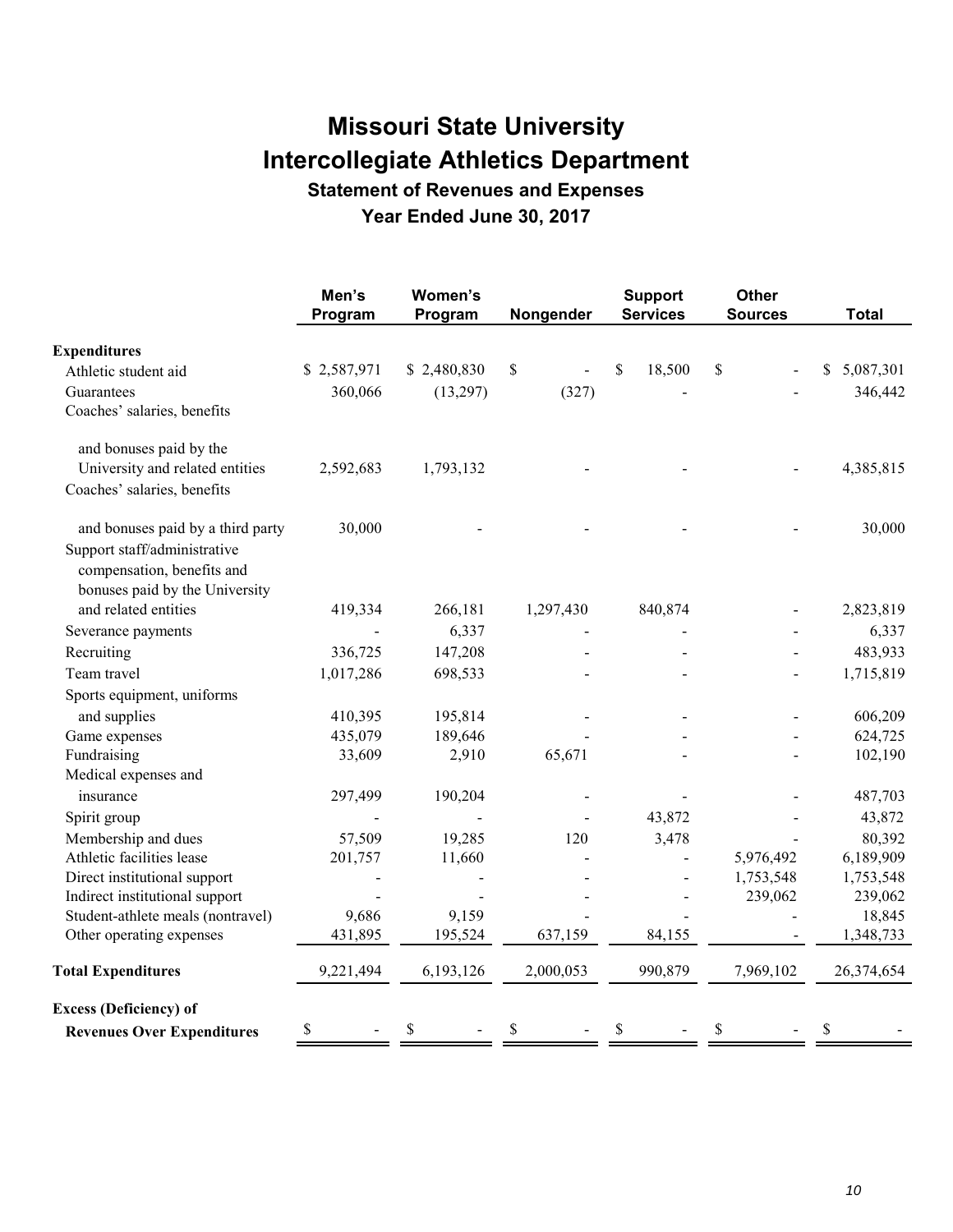# Missouri State University
# Intercollegiate Athletics Department
## Statement of Revenues and Expenses
### Year Ended June 30, 2017

| | Men's Program | Women's Program | Nongender | Support Services | Other Sources | Total |
|---|---|---|---|---|---|---|
| **Expenditures** | | | | | | |
| Athletic student aid | $ 2,587,971 | $ 2,480,830 | $ - | $ 18,500 | $ - | $ 5,087,301 |
| Guarantees | 360,066 | (13,297) | (327) | - | - | 346,442 |
| Coaches' salaries, benefits and bonuses paid by the University and related entities | 2,592,683 | 1,793,132 | - | - | - | 4,385,815 |
| Coaches' salaries, benefits and bonuses paid by a third party | 30,000 | - | - | - | - | 30,000 |
| Support staff/administrative compensation, benefits and bonuses paid by the University and related entities | 419,334 | 266,181 | 1,297,430 | 840,874 | - | 2,823,819 |
| Severance payments | - | 6,337 | - | - | - | 6,337 |
| Recruiting | 336,725 | 147,208 | - | - | - | 483,933 |
| Team travel | 1,017,286 | 698,533 | - | - | - | 1,715,819 |
| Sports equipment, uniforms and supplies | 410,395 | 195,814 | - | - | - | 606,209 |
| Game expenses | 435,079 | 189,646 | - | - | - | 624,725 |
| Fundraising | 33,609 | 2,910 | 65,671 | - | - | 102,190 |
| Medical expenses and insurance | 297,499 | 190,204 | - | - | - | 487,703 |
| Spirit group | - | - | - | 43,872 | - | 43,872 |
| Membership and dues | 57,509 | 19,285 | 120 | 3,478 | - | 80,392 |
| Athletic facilities lease | 201,757 | 11,660 | - | - | 5,976,492 | 6,189,909 |
| Direct institutional support | - | - | - | - | 1,753,548 | 1,753,548 |
| Indirect institutional support | - | - | - | - | 239,062 | 239,062 |
| Student-athlete meals (nontravel) | 9,686 | 9,159 | - | - | - | 18,845 |
| Other operating expenses | 431,895 | 195,524 | 637,159 | 84,155 | - | 1,348,733 |
| **Total Expenditures** | 9,221,494 | 6,193,126 | 2,000,053 | 990,879 | 7,969,102 | 26,374,654 |
| **Excess (Deficiency) of Revenues Over Expenditures** | $ - | $ - | $ - | $ - | $ - | $ - |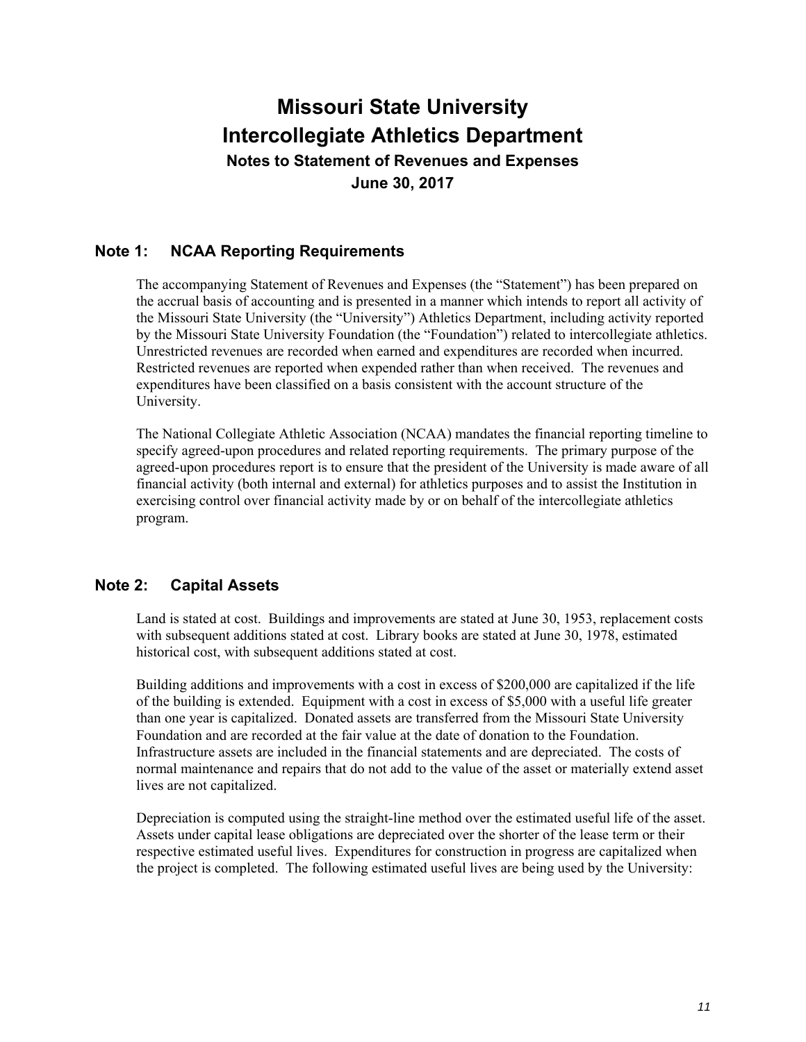# Missouri State University
# Intercollegiate Athletics Department
### Notes to Statement of Revenues and Expenses
### June 30, 2017

## Note 1: NCAA Reporting Requirements

The accompanying Statement of Revenues and Expenses (the "Statement") has been prepared on the accrual basis of accounting and is presented in a manner which intends to report all activity of the Missouri State University (the "University") Athletics Department, including activity reported by the Missouri State University Foundation (the "Foundation") related to intercollegiate athletics. Unrestricted revenues are recorded when earned and expenditures are recorded when incurred. Restricted revenues are reported when expended rather than when received. The revenues and expenditures have been classified on a basis consistent with the account structure of the University.

The National Collegiate Athletic Association (NCAA) mandates the financial reporting timeline to specify agreed-upon procedures and related reporting requirements. The primary purpose of the agreed-upon procedures report is to ensure that the president of the University is made aware of all financial activity (both internal and external) for athletics purposes and to assist the Institution in exercising control over financial activity made by or on behalf of the intercollegiate athletics program.

## Note 2: Capital Assets

Land is stated at cost. Buildings and improvements are stated at June 30, 1953, replacement costs with subsequent additions stated at cost. Library books are stated at June 30, 1978, estimated historical cost, with subsequent additions stated at cost.

Building additions and improvements with a cost in excess of $200,000 are capitalized if the life of the building is extended. Equipment with a cost in excess of $5,000 with a useful life greater than one year is capitalized. Donated assets are transferred from the Missouri State University Foundation and are recorded at the fair value at the date of donation to the Foundation. Infrastructure assets are included in the financial statements and are depreciated. The costs of normal maintenance and repairs that do not add to the value of the asset or materially extend asset lives are not capitalized.

Depreciation is computed using the straight-line method over the estimated useful life of the asset. Assets under capital lease obligations are depreciated over the shorter of the lease term or their respective estimated useful lives. Expenditures for construction in progress are capitalized when the project is completed. The following estimated useful lives are being used by the University: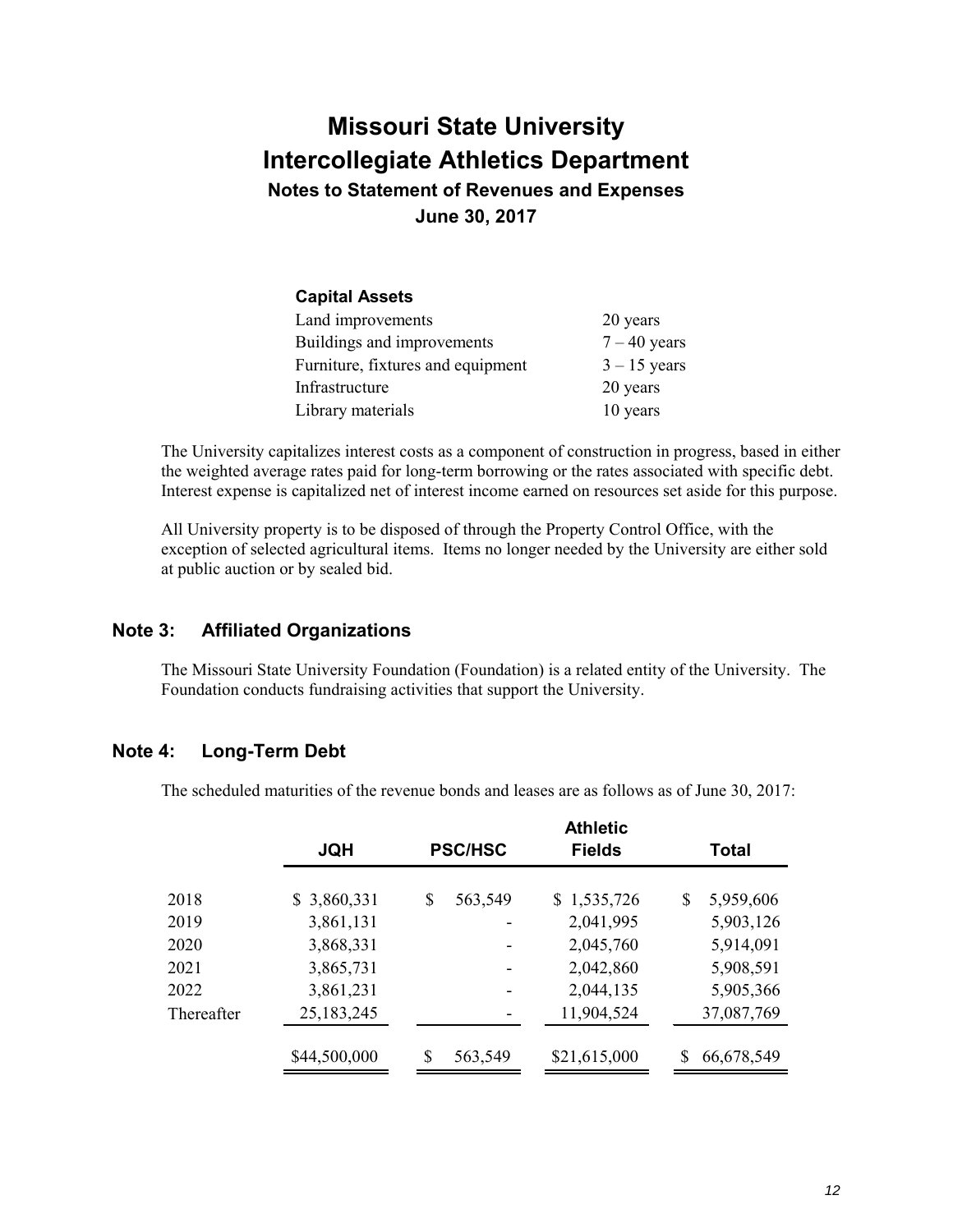# Missouri State University
# Intercollegiate Athletics Department
## Notes to Statement of Revenues and Expenses
## June 30, 2017

**Capital Assets**

| | |
|---|---|
| Land improvements | 20 years |
| Buildings and improvements | 7 – 40 years |
| Furniture, fixtures and equipment | 3 – 15 years |
| Infrastructure | 20 years |
| Library materials | 10 years |

The University capitalizes interest costs as a component of construction in progress, based in either the weighted average rates paid for long-term borrowing or the rates associated with specific debt. Interest expense is capitalized net of interest income earned on resources set aside for this purpose.

All University property is to be disposed of through the Property Control Office, with the exception of selected agricultural items. Items no longer needed by the University are either sold at public auction or by sealed bid.

## Note 3: Affiliated Organizations

The Missouri State University Foundation (Foundation) is a related entity of the University. The Foundation conducts fundraising activities that support the University.

## Note 4: Long-Term Debt

The scheduled maturities of the revenue bonds and leases are as follows as of June 30, 2017:

| | JQH | PSC/HSC | Athletic Fields | Total |
|---|---|---|---|---|
| 2018 | $ 3,860,331 | $ 563,549 | $ 1,535,726 | $ 5,959,606 |
| 2019 | 3,861,131 | - | 2,041,995 | 5,903,126 |
| 2020 | 3,868,331 | - | 2,045,760 | 5,914,091 |
| 2021 | 3,865,731 | - | 2,042,860 | 5,908,591 |
| 2022 | 3,861,231 | - | 2,044,135 | 5,905,366 |
| Thereafter | 25,183,245 | - | 11,904,524 | 37,087,769 |
| | $44,500,000 | $ 563,549 | $21,615,000 | $ 66,678,549 |